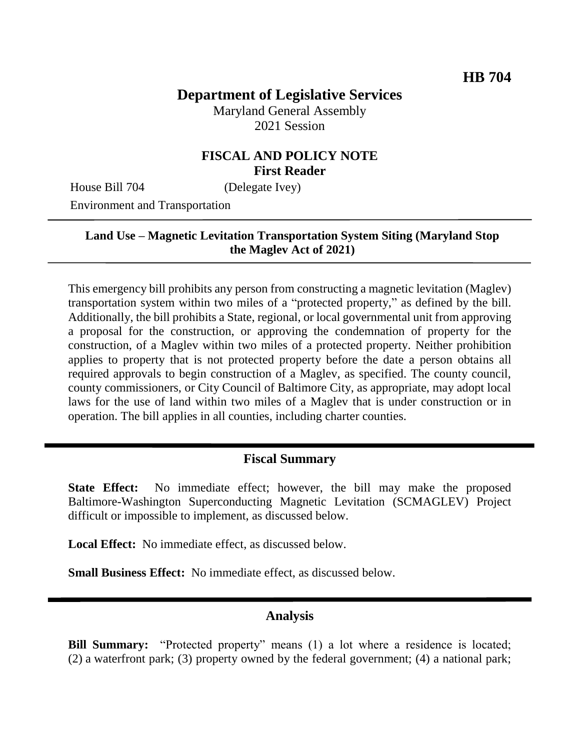**HB 704**

# Department of Legislative Services

Maryland General Assembly
2021 Session

## FISCAL AND POLICY NOTE
**First Reader**

House Bill 704 (Delegate Ivey)
Environment and Transportation

---

**Land Use – Magnetic Levitation Transportation System Siting (Maryland Stop the Maglev Act of 2021)**

---

This emergency bill prohibits any person from constructing a magnetic levitation (Maglev) transportation system within two miles of a "protected property," as defined by the bill. Additionally, the bill prohibits a State, regional, or local governmental unit from approving a proposal for the construction, or approving the condemnation of property for the construction, of a Maglev within two miles of a protected property. Neither prohibition applies to property that is not protected property before the date a person obtains all required approvals to begin construction of a Maglev, as specified. The county council, county commissioners, or City Council of Baltimore City, as appropriate, may adopt local laws for the use of land within two miles of a Maglev that is under construction or in operation. The bill applies in all counties, including charter counties.

---

## Fiscal Summary

**State Effect:** No immediate effect; however, the bill may make the proposed Baltimore-Washington Superconducting Magnetic Levitation (SCMAGLEV) Project difficult or impossible to implement, as discussed below.

**Local Effect:** No immediate effect, as discussed below.

**Small Business Effect:** No immediate effect, as discussed below.

---

## Analysis

**Bill Summary:** "Protected property" means (1) a lot where a residence is located; (2) a waterfront park; (3) property owned by the federal government; (4) a national park;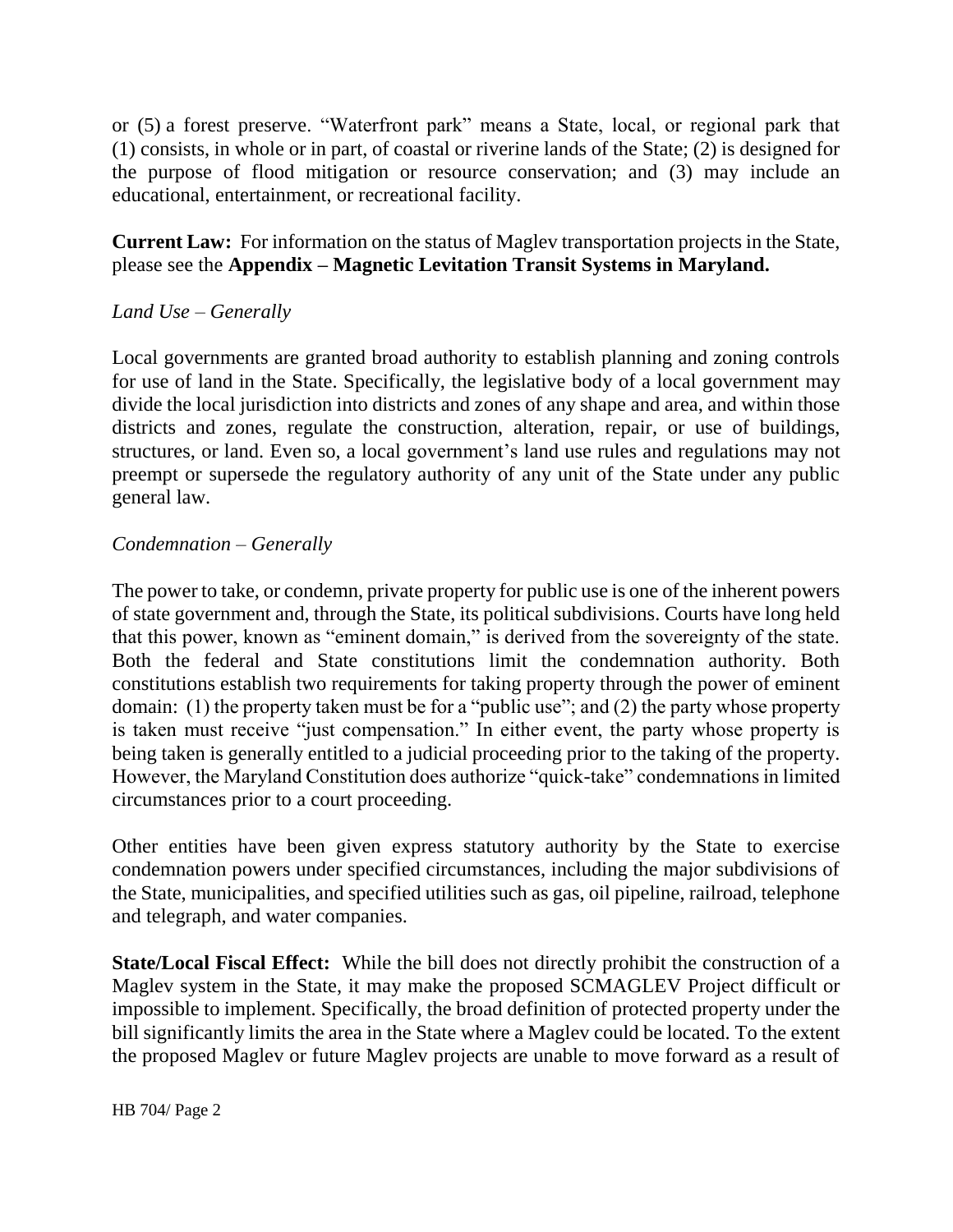or (5) a forest preserve. "Waterfront park" means a State, local, or regional park that (1) consists, in whole or in part, of coastal or riverine lands of the State; (2) is designed for the purpose of flood mitigation or resource conservation; and (3) may include an educational, entertainment, or recreational facility.

**Current Law:** For information on the status of Maglev transportation projects in the State, please see the **Appendix – Magnetic Levitation Transit Systems in Maryland.**

*Land Use – Generally*

Local governments are granted broad authority to establish planning and zoning controls for use of land in the State. Specifically, the legislative body of a local government may divide the local jurisdiction into districts and zones of any shape and area, and within those districts and zones, regulate the construction, alteration, repair, or use of buildings, structures, or land. Even so, a local government's land use rules and regulations may not preempt or supersede the regulatory authority of any unit of the State under any public general law.

*Condemnation – Generally*

The power to take, or condemn, private property for public use is one of the inherent powers of state government and, through the State, its political subdivisions. Courts have long held that this power, known as "eminent domain," is derived from the sovereignty of the state. Both the federal and State constitutions limit the condemnation authority. Both constitutions establish two requirements for taking property through the power of eminent domain: (1) the property taken must be for a "public use"; and (2) the party whose property is taken must receive "just compensation." In either event, the party whose property is being taken is generally entitled to a judicial proceeding prior to the taking of the property. However, the Maryland Constitution does authorize "quick-take" condemnations in limited circumstances prior to a court proceeding.

Other entities have been given express statutory authority by the State to exercise condemnation powers under specified circumstances, including the major subdivisions of the State, municipalities, and specified utilities such as gas, oil pipeline, railroad, telephone and telegraph, and water companies.

**State/Local Fiscal Effect:** While the bill does not directly prohibit the construction of a Maglev system in the State, it may make the proposed SCMAGLEV Project difficult or impossible to implement. Specifically, the broad definition of protected property under the bill significantly limits the area in the State where a Maglev could be located. To the extent the proposed Maglev or future Maglev projects are unable to move forward as a result of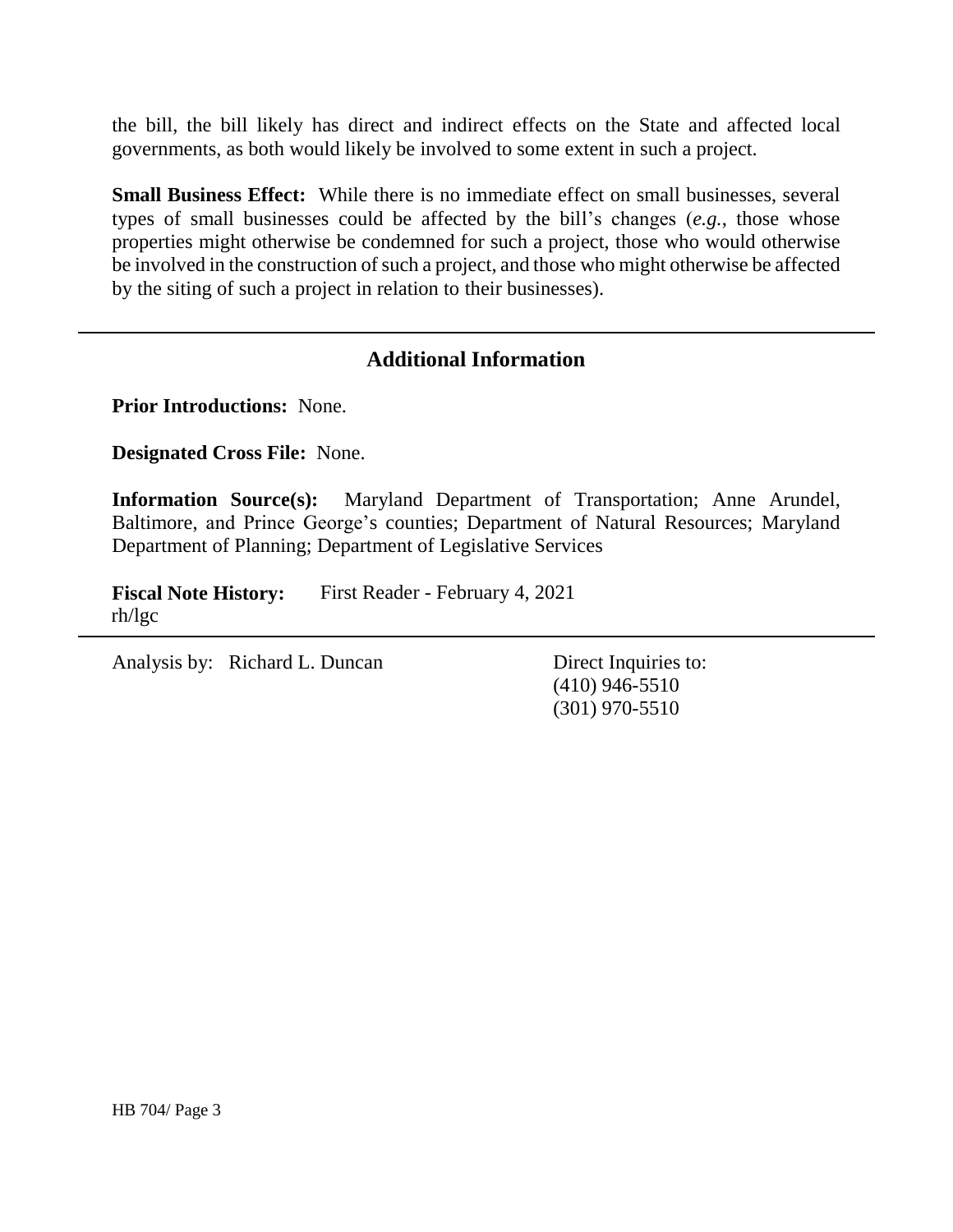the bill, the bill likely has direct and indirect effects on the State and affected local governments, as both would likely be involved to some extent in such a project.

**Small Business Effect:** While there is no immediate effect on small businesses, several types of small businesses could be affected by the bill's changes (*e.g.*, those whose properties might otherwise be condemned for such a project, those who would otherwise be involved in the construction of such a project, and those who might otherwise be affected by the siting of such a project in relation to their businesses).

---

## Additional Information

**Prior Introductions:** None.

**Designated Cross File:** None.

**Information Source(s):** Maryland Department of Transportation; Anne Arundel, Baltimore, and Prince George's counties; Department of Natural Resources; Maryland Department of Planning; Department of Legislative Services

**Fiscal Note History:** First Reader - February 4, 2021
rh/lgc

---

Analysis by: Richard L. Duncan

Direct Inquiries to:
(410) 946-5510
(301) 970-5510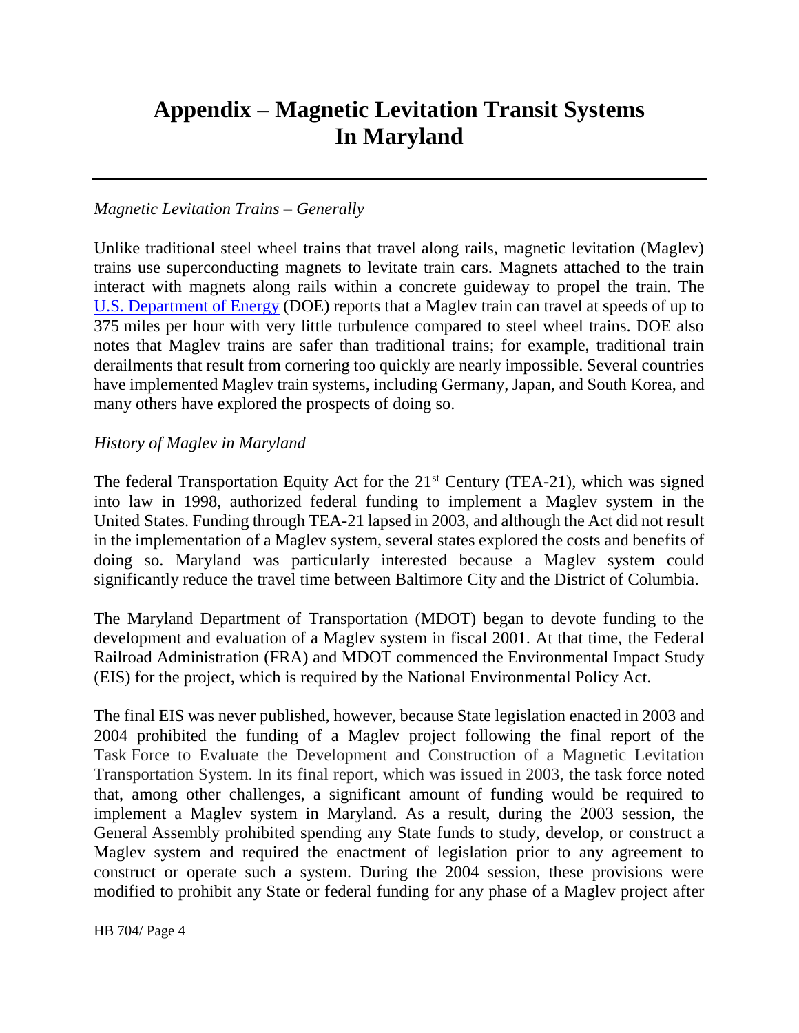# Appendix – Magnetic Levitation Transit Systems In Maryland

*Magnetic Levitation Trains – Generally*

Unlike traditional steel wheel trains that travel along rails, magnetic levitation (Maglev) trains use superconducting magnets to levitate train cars. Magnets attached to the train interact with magnets along rails within a concrete guideway to propel the train. The [U.S. Department of Energy](#) (DOE) reports that a Maglev train can travel at speeds of up to 375 miles per hour with very little turbulence compared to steel wheel trains. DOE also notes that Maglev trains are safer than traditional trains; for example, traditional train derailments that result from cornering too quickly are nearly impossible. Several countries have implemented Maglev train systems, including Germany, Japan, and South Korea, and many others have explored the prospects of doing so.

*History of Maglev in Maryland*

The federal Transportation Equity Act for the 21st Century (TEA-21), which was signed into law in 1998, authorized federal funding to implement a Maglev system in the United States. Funding through TEA-21 lapsed in 2003, and although the Act did not result in the implementation of a Maglev system, several states explored the costs and benefits of doing so. Maryland was particularly interested because a Maglev system could significantly reduce the travel time between Baltimore City and the District of Columbia.

The Maryland Department of Transportation (MDOT) began to devote funding to the development and evaluation of a Maglev system in fiscal 2001. At that time, the Federal Railroad Administration (FRA) and MDOT commenced the Environmental Impact Study (EIS) for the project, which is required by the National Environmental Policy Act.

The final EIS was never published, however, because State legislation enacted in 2003 and 2004 prohibited the funding of a Maglev project following the final report of the Task Force to Evaluate the Development and Construction of a Magnetic Levitation Transportation System. In its final report, which was issued in 2003, the task force noted that, among other challenges, a significant amount of funding would be required to implement a Maglev system in Maryland. As a result, during the 2003 session, the General Assembly prohibited spending any State funds to study, develop, or construct a Maglev system and required the enactment of legislation prior to any agreement to construct or operate such a system. During the 2004 session, these provisions were modified to prohibit any State or federal funding for any phase of a Maglev project after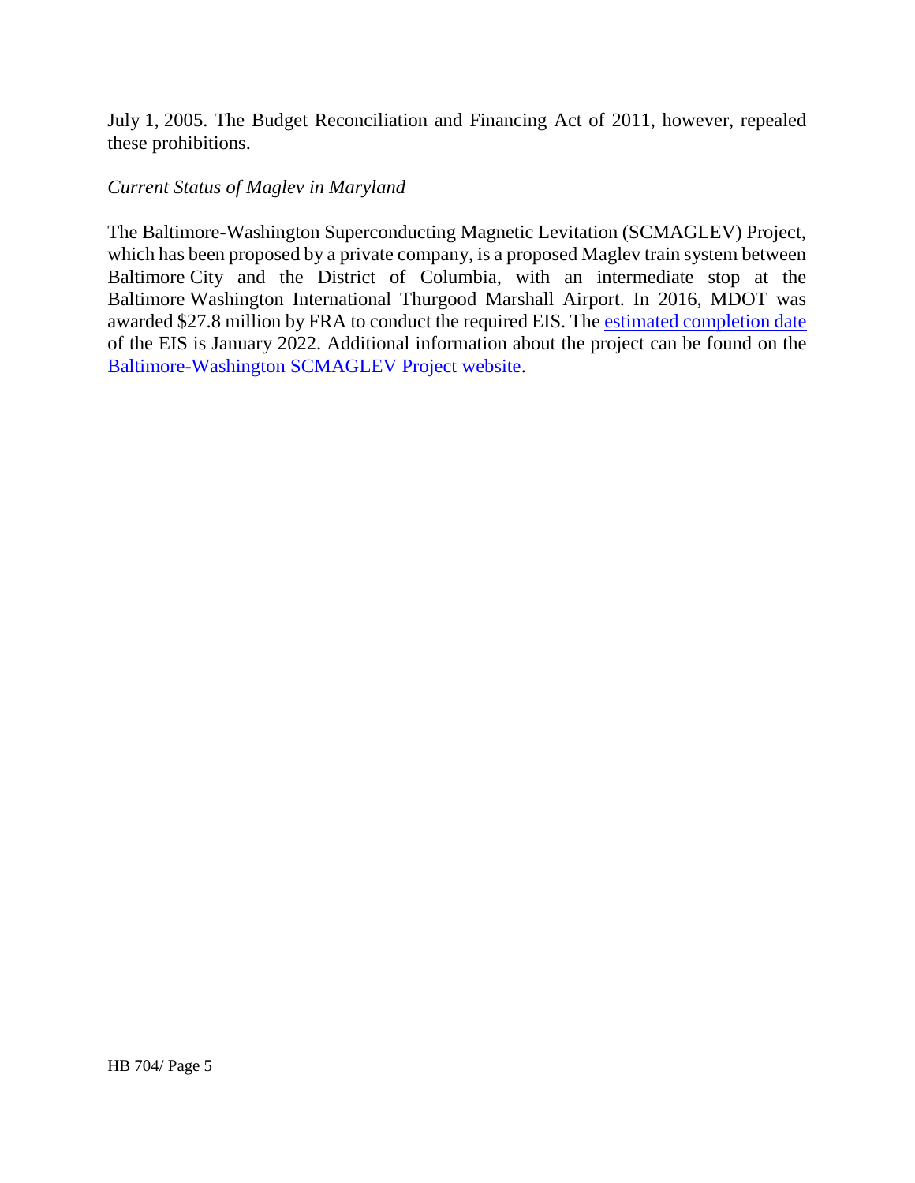July 1, 2005. The Budget Reconciliation and Financing Act of 2011, however, repealed these prohibitions.

*Current Status of Maglev in Maryland*

The Baltimore-Washington Superconducting Magnetic Levitation (SCMAGLEV) Project, which has been proposed by a private company, is a proposed Maglev train system between Baltimore City and the District of Columbia, with an intermediate stop at the Baltimore Washington International Thurgood Marshall Airport. In 2016, MDOT was awarded $27.8 million by FRA to conduct the required EIS. The estimated completion date of the EIS is January 2022. Additional information about the project can be found on the Baltimore-Washington SCMAGLEV Project website.